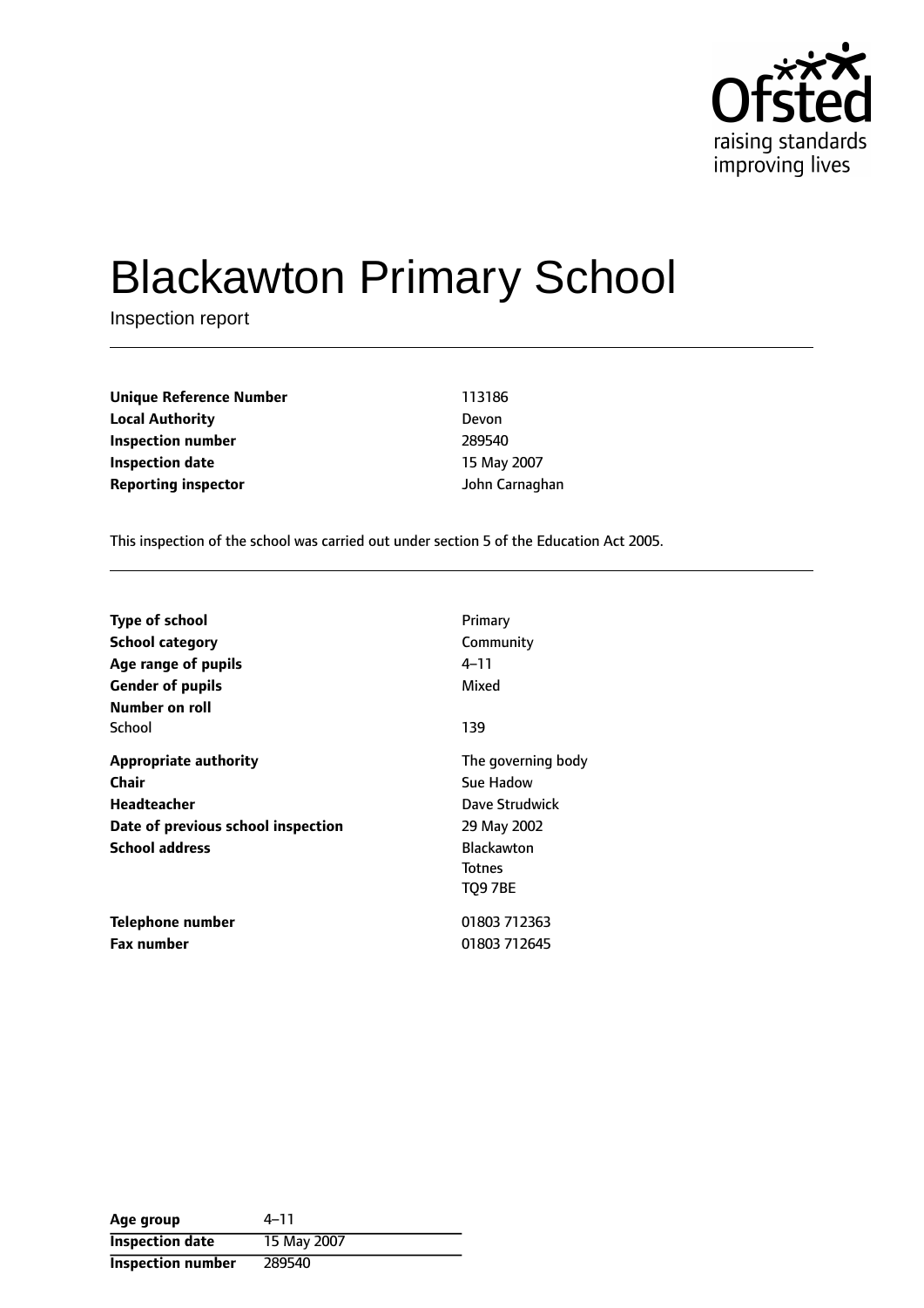# Blackawton Primary School

Inspection report

| | |
|---|---|
| **Unique Reference Number** | 113186 |
| **Local Authority** | Devon |
| **Inspection number** | 289540 |
| **Inspection date** | 15 May 2007 |
| **Reporting inspector** | John Carnaghan |

This inspection of the school was carried out under section 5 of the Education Act 2005.

| | |
|---|---|
| **Type of school** | Primary |
| **School category** | Community |
| **Age range of pupils** | 4–11 |
| **Gender of pupils** | Mixed |
| **Number on roll** | |
| School | 139 |
| **Appropriate authority** | The governing body |
| **Chair** | Sue Hadow |
| **Headteacher** | Dave Strudwick |
| **Date of previous school inspection** | 29 May 2002 |
| **School address** | Blackawton<br>Totnes<br>TQ9 7BE |
| **Telephone number** | 01803 712363 |
| **Fax number** | 01803 712645 |

| | |
|---|---|
| **Age group** | 4–11 |
| **Inspection date** | 15 May 2007 |
| **Inspection number** | 289540 |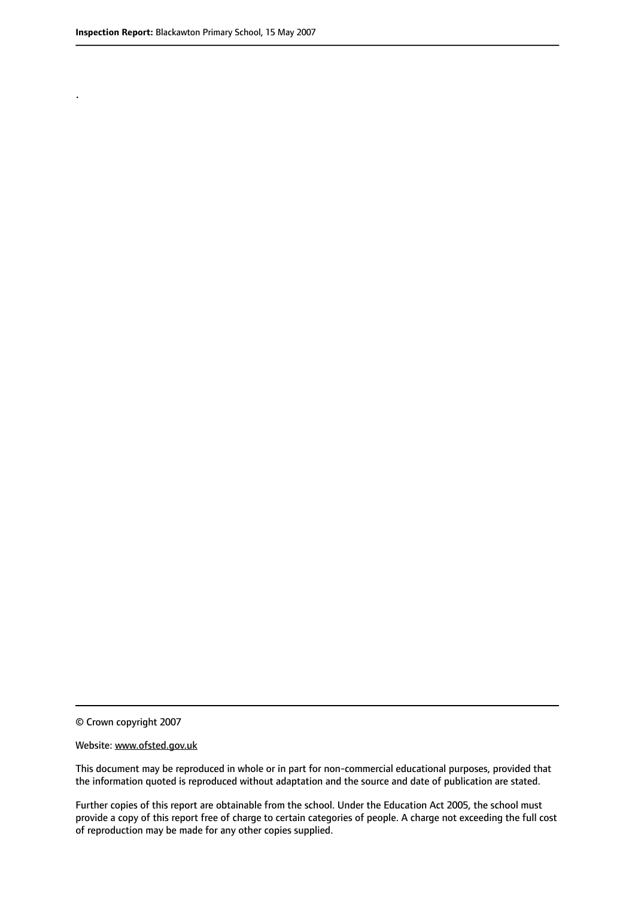.

© Crown copyright 2007

Website: www.ofsted.gov.uk

This document may be reproduced in whole or in part for non-commercial educational purposes, provided that the information quoted is reproduced without adaptation and the source and date of publication are stated.

Further copies of this report are obtainable from the school. Under the Education Act 2005, the school must provide a copy of this report free of charge to certain categories of people. A charge not exceeding the full cost of reproduction may be made for any other copies supplied.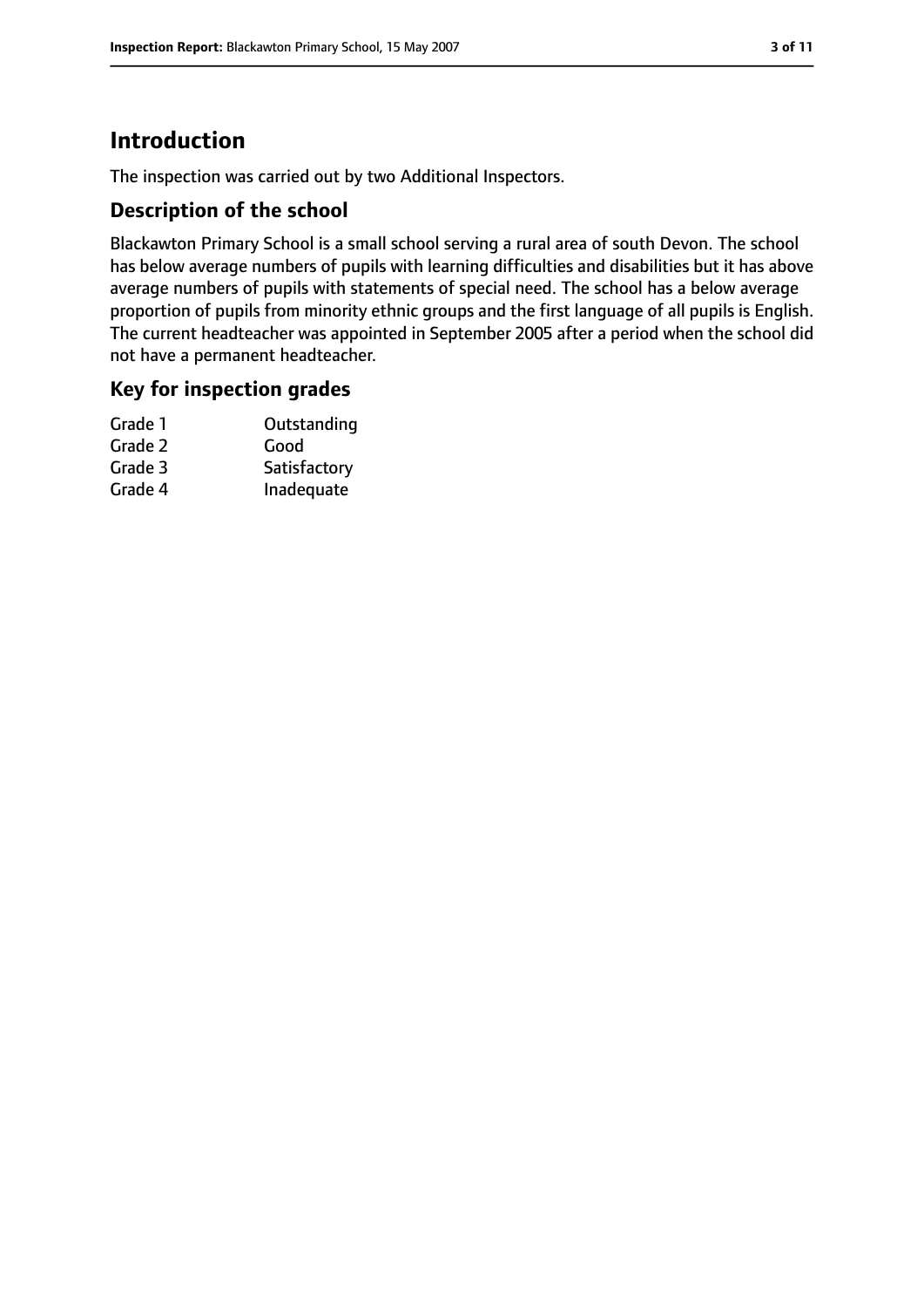# Introduction

The inspection was carried out by two Additional Inspectors.

## Description of the school

Blackawton Primary School is a small school serving a rural area of south Devon. The school has below average numbers of pupils with learning difficulties and disabilities but it has above average numbers of pupils with statements of special need. The school has a below average proportion of pupils from minority ethnic groups and the first language of all pupils is English. The current headteacher was appointed in September 2005 after a period when the school did not have a permanent headteacher.

## Key for inspection grades

| | |
|---|---|
| Grade 1 | Outstanding |
| Grade 2 | Good |
| Grade 3 | Satisfactory |
| Grade 4 | Inadequate |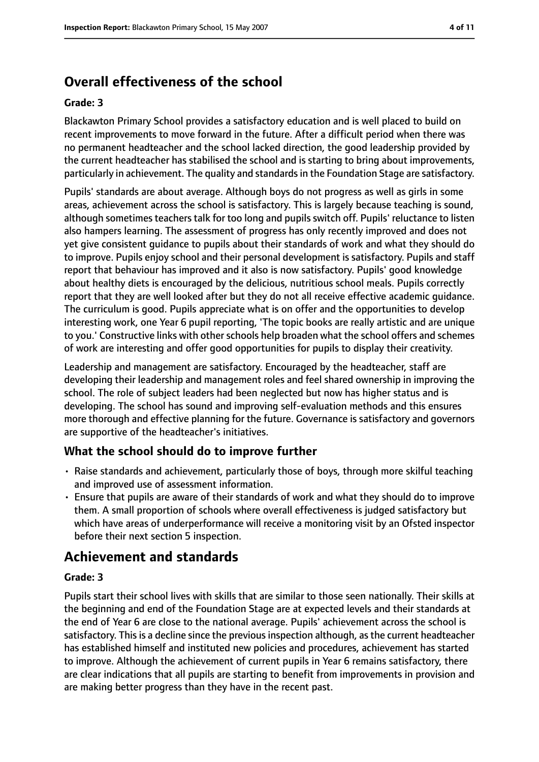# Overall effectiveness of the school

**Grade: 3**

Blackawton Primary School provides a satisfactory education and is well placed to build on recent improvements to move forward in the future. After a difficult period when there was no permanent headteacher and the school lacked direction, the good leadership provided by the current headteacher has stabilised the school and is starting to bring about improvements, particularly in achievement. The quality and standards in the Foundation Stage are satisfactory.

Pupils' standards are about average. Although boys do not progress as well as girls in some areas, achievement across the school is satisfactory. This is largely because teaching is sound, although sometimes teachers talk for too long and pupils switch off. Pupils' reluctance to listen also hampers learning. The assessment of progress has only recently improved and does not yet give consistent guidance to pupils about their standards of work and what they should do to improve. Pupils enjoy school and their personal development is satisfactory. Pupils and staff report that behaviour has improved and it also is now satisfactory. Pupils' good knowledge about healthy diets is encouraged by the delicious, nutritious school meals. Pupils correctly report that they are well looked after but they do not all receive effective academic guidance. The curriculum is good. Pupils appreciate what is on offer and the opportunities to develop interesting work, one Year 6 pupil reporting, 'The topic books are really artistic and are unique to you.' Constructive links with other schools help broaden what the school offers and schemes of work are interesting and offer good opportunities for pupils to display their creativity.

Leadership and management are satisfactory. Encouraged by the headteacher, staff are developing their leadership and management roles and feel shared ownership in improving the school. The role of subject leaders had been neglected but now has higher status and is developing. The school has sound and improving self-evaluation methods and this ensures more thorough and effective planning for the future. Governance is satisfactory and governors are supportive of the headteacher's initiatives.

## What the school should do to improve further

- Raise standards and achievement, particularly those of boys, through more skilful teaching and improved use of assessment information.
- Ensure that pupils are aware of their standards of work and what they should do to improve them. A small proportion of schools where overall effectiveness is judged satisfactory but which have areas of underperformance will receive a monitoring visit by an Ofsted inspector before their next section 5 inspection.

# Achievement and standards

**Grade: 3**

Pupils start their school lives with skills that are similar to those seen nationally. Their skills at the beginning and end of the Foundation Stage are at expected levels and their standards at the end of Year 6 are close to the national average. Pupils' achievement across the school is satisfactory. This is a decline since the previous inspection although, as the current headteacher has established himself and instituted new policies and procedures, achievement has started to improve. Although the achievement of current pupils in Year 6 remains satisfactory, there are clear indications that all pupils are starting to benefit from improvements in provision and are making better progress than they have in the recent past.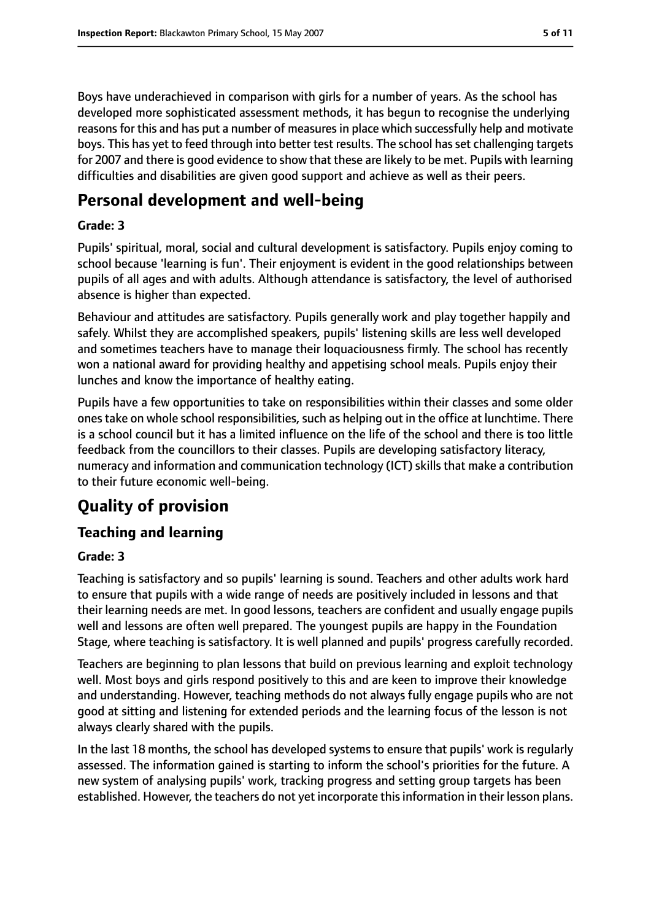Boys have underachieved in comparison with girls for a number of years. As the school has developed more sophisticated assessment methods, it has begun to recognise the underlying reasons for this and has put a number of measures in place which successfully help and motivate boys. This has yet to feed through into better test results. The school has set challenging targets for 2007 and there is good evidence to show that these are likely to be met. Pupils with learning difficulties and disabilities are given good support and achieve as well as their peers.

# Personal development and well-being

**Grade: 3**

Pupils' spiritual, moral, social and cultural development is satisfactory. Pupils enjoy coming to school because 'learning is fun'. Their enjoyment is evident in the good relationships between pupils of all ages and with adults. Although attendance is satisfactory, the level of authorised absence is higher than expected.

Behaviour and attitudes are satisfactory. Pupils generally work and play together happily and safely. Whilst they are accomplished speakers, pupils' listening skills are less well developed and sometimes teachers have to manage their loquaciousness firmly. The school has recently won a national award for providing healthy and appetising school meals. Pupils enjoy their lunches and know the importance of healthy eating.

Pupils have a few opportunities to take on responsibilities within their classes and some older ones take on whole school responsibilities, such as helping out in the office at lunchtime. There is a school council but it has a limited influence on the life of the school and there is too little feedback from the councillors to their classes. Pupils are developing satisfactory literacy, numeracy and information and communication technology (ICT) skills that make a contribution to their future economic well-being.

# Quality of provision

## Teaching and learning

**Grade: 3**

Teaching is satisfactory and so pupils' learning is sound. Teachers and other adults work hard to ensure that pupils with a wide range of needs are positively included in lessons and that their learning needs are met. In good lessons, teachers are confident and usually engage pupils well and lessons are often well prepared. The youngest pupils are happy in the Foundation Stage, where teaching is satisfactory. It is well planned and pupils' progress carefully recorded.

Teachers are beginning to plan lessons that build on previous learning and exploit technology well. Most boys and girls respond positively to this and are keen to improve their knowledge and understanding. However, teaching methods do not always fully engage pupils who are not good at sitting and listening for extended periods and the learning focus of the lesson is not always clearly shared with the pupils.

In the last 18 months, the school has developed systems to ensure that pupils' work is regularly assessed. The information gained is starting to inform the school's priorities for the future. A new system of analysing pupils' work, tracking progress and setting group targets has been established. However, the teachers do not yet incorporate this information in their lesson plans.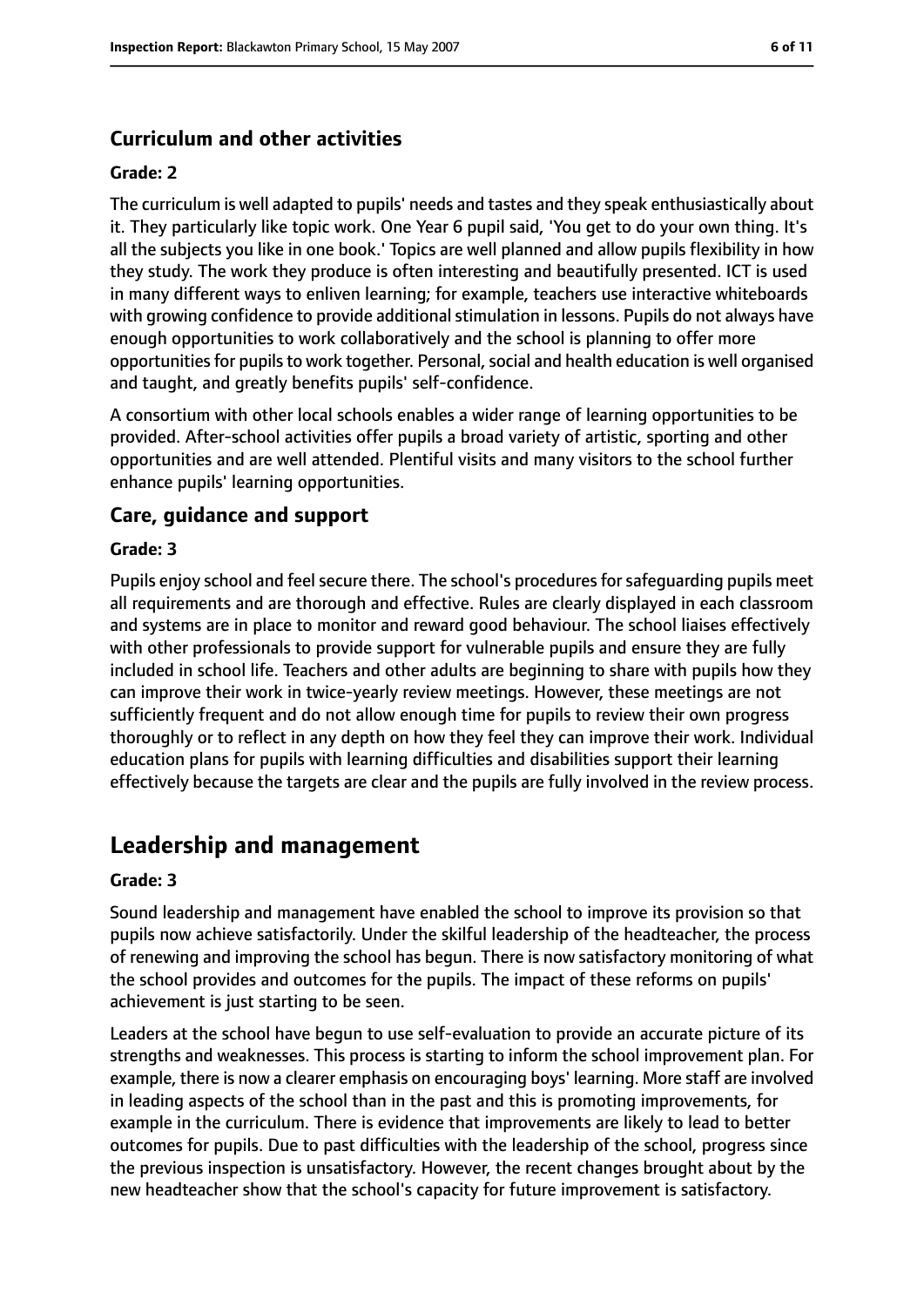### Curriculum and other activities

#### Grade: 2

The curriculum is well adapted to pupils' needs and tastes and they speak enthusiastically about it. They particularly like topic work. One Year 6 pupil said, 'You get to do your own thing. It's all the subjects you like in one book.' Topics are well planned and allow pupils flexibility in how they study. The work they produce is often interesting and beautifully presented. ICT is used in many different ways to enliven learning; for example, teachers use interactive whiteboards with growing confidence to provide additional stimulation in lessons. Pupils do not always have enough opportunities to work collaboratively and the school is planning to offer more opportunities for pupils to work together. Personal, social and health education is well organised and taught, and greatly benefits pupils' self-confidence.

A consortium with other local schools enables a wider range of learning opportunities to be provided. After-school activities offer pupils a broad variety of artistic, sporting and other opportunities and are well attended. Plentiful visits and many visitors to the school further enhance pupils' learning opportunities.

### Care, guidance and support

#### Grade: 3

Pupils enjoy school and feel secure there. The school's procedures for safeguarding pupils meet all requirements and are thorough and effective. Rules are clearly displayed in each classroom and systems are in place to monitor and reward good behaviour. The school liaises effectively with other professionals to provide support for vulnerable pupils and ensure they are fully included in school life. Teachers and other adults are beginning to share with pupils how they can improve their work in twice-yearly review meetings. However, these meetings are not sufficiently frequent and do not allow enough time for pupils to review their own progress thoroughly or to reflect in any depth on how they feel they can improve their work. Individual education plans for pupils with learning difficulties and disabilities support their learning effectively because the targets are clear and the pupils are fully involved in the review process.

## Leadership and management

#### Grade: 3

Sound leadership and management have enabled the school to improve its provision so that pupils now achieve satisfactorily. Under the skilful leadership of the headteacher, the process of renewing and improving the school has begun. There is now satisfactory monitoring of what the school provides and outcomes for the pupils. The impact of these reforms on pupils' achievement is just starting to be seen.

Leaders at the school have begun to use self-evaluation to provide an accurate picture of its strengths and weaknesses. This process is starting to inform the school improvement plan. For example, there is now a clearer emphasis on encouraging boys' learning. More staff are involved in leading aspects of the school than in the past and this is promoting improvements, for example in the curriculum. There is evidence that improvements are likely to lead to better outcomes for pupils. Due to past difficulties with the leadership of the school, progress since the previous inspection is unsatisfactory. However, the recent changes brought about by the new headteacher show that the school's capacity for future improvement is satisfactory.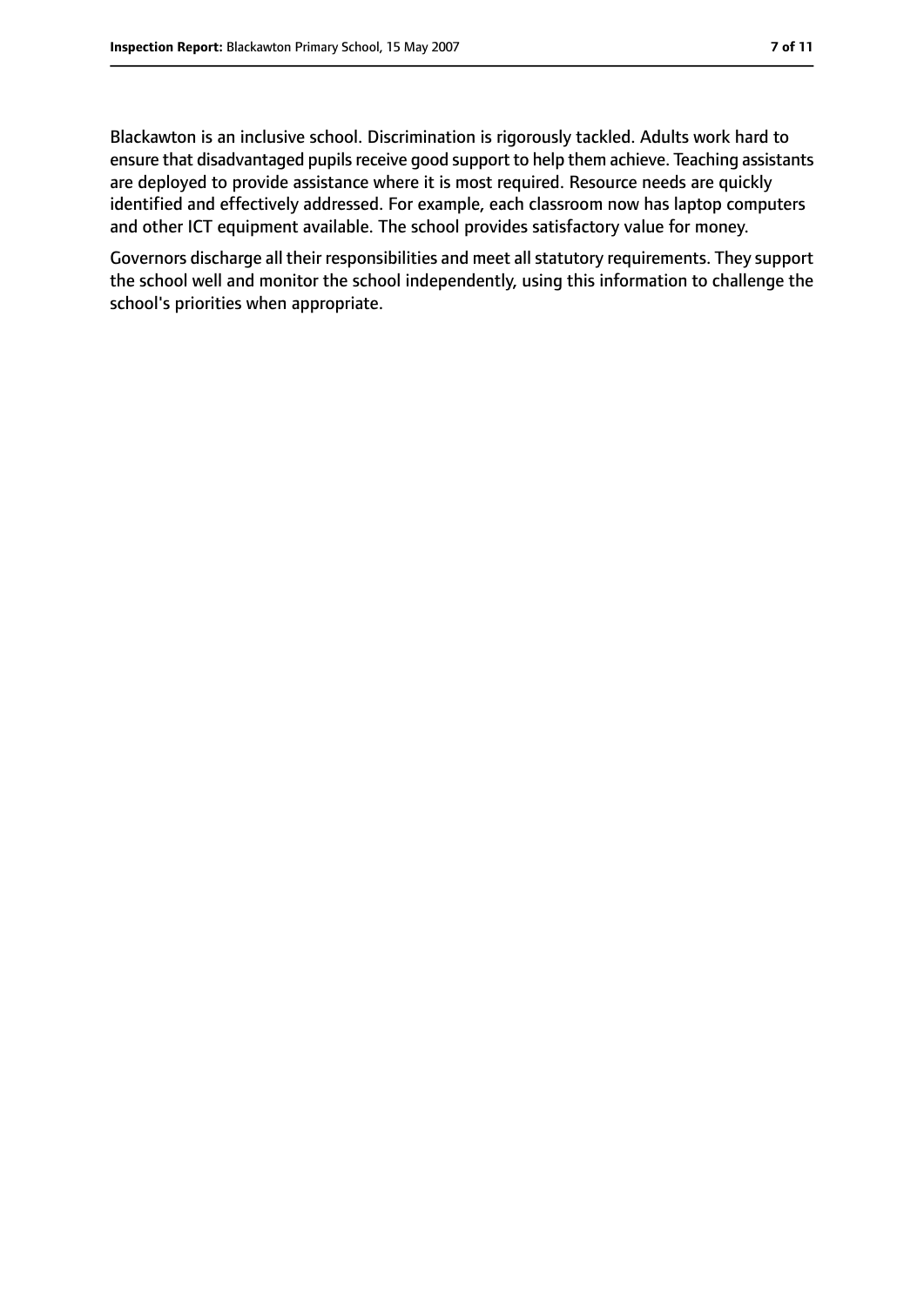Blackawton is an inclusive school. Discrimination is rigorously tackled. Adults work hard to ensure that disadvantaged pupils receive good support to help them achieve. Teaching assistants are deployed to provide assistance where it is most required. Resource needs are quickly identified and effectively addressed. For example, each classroom now has laptop computers and other ICT equipment available. The school provides satisfactory value for money.

Governors discharge all their responsibilities and meet all statutory requirements. They support the school well and monitor the school independently, using this information to challenge the school's priorities when appropriate.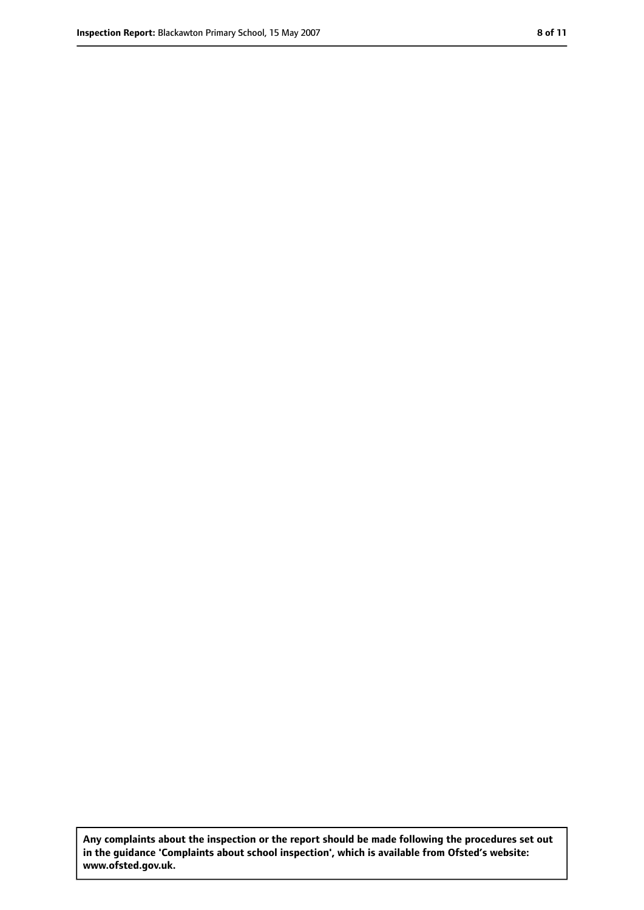**Any complaints about the inspection or the report should be made following the procedures set out in the guidance 'Complaints about school inspection', which is available from Ofsted's website: www.ofsted.gov.uk.**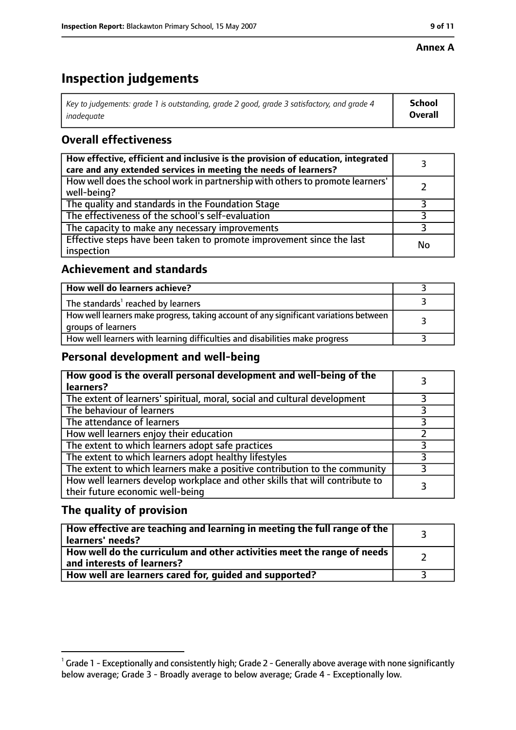**Annex A**

# Inspection judgements

| *Key to judgements: grade 1 is outstanding, grade 2 good, grade 3 satisfactory, and grade 4 inadequate* | **School Overall** |
|---|---|

## Overall effectiveness

| | |
|---|---|
| **How effective, efficient and inclusive is the provision of education, integrated care and any extended services in meeting the needs of learners?** | 3 |
| How well does the school work in partnership with others to promote learners' well-being? | 2 |
| The quality and standards in the Foundation Stage | 3 |
| The effectiveness of the school's self-evaluation | 3 |
| The capacity to make any necessary improvements | 3 |
| Effective steps have been taken to promote improvement since the last inspection | No |

## Achievement and standards

| | |
|---|---|
| **How well do learners achieve?** | 3 |
| The standards[1] reached by learners | 3 |
| How well learners make progress, taking account of any significant variations between groups of learners | 3 |
| How well learners with learning difficulties and disabilities make progress | 3 |

## Personal development and well-being

| | |
|---|---|
| **How good is the overall personal development and well-being of the learners?** | 3 |
| The extent of learners' spiritual, moral, social and cultural development | 3 |
| The behaviour of learners | 3 |
| The attendance of learners | 3 |
| How well learners enjoy their education | 2 |
| The extent to which learners adopt safe practices | 3 |
| The extent to which learners adopt healthy lifestyles | 3 |
| The extent to which learners make a positive contribution to the community | 3 |
| How well learners develop workplace and other skills that will contribute to their future economic well-being | 3 |

## The quality of provision

| | |
|---|---|
| **How effective are teaching and learning in meeting the full range of the learners' needs?** | 3 |
| **How well do the curriculum and other activities meet the range of needs and interests of learners?** | 2 |
| **How well are learners cared for, guided and supported?** | 3 |

[1] Grade 1 - Exceptionally and consistently high; Grade 2 - Generally above average with none significantly below average; Grade 3 - Broadly average to below average; Grade 4 - Exceptionally low.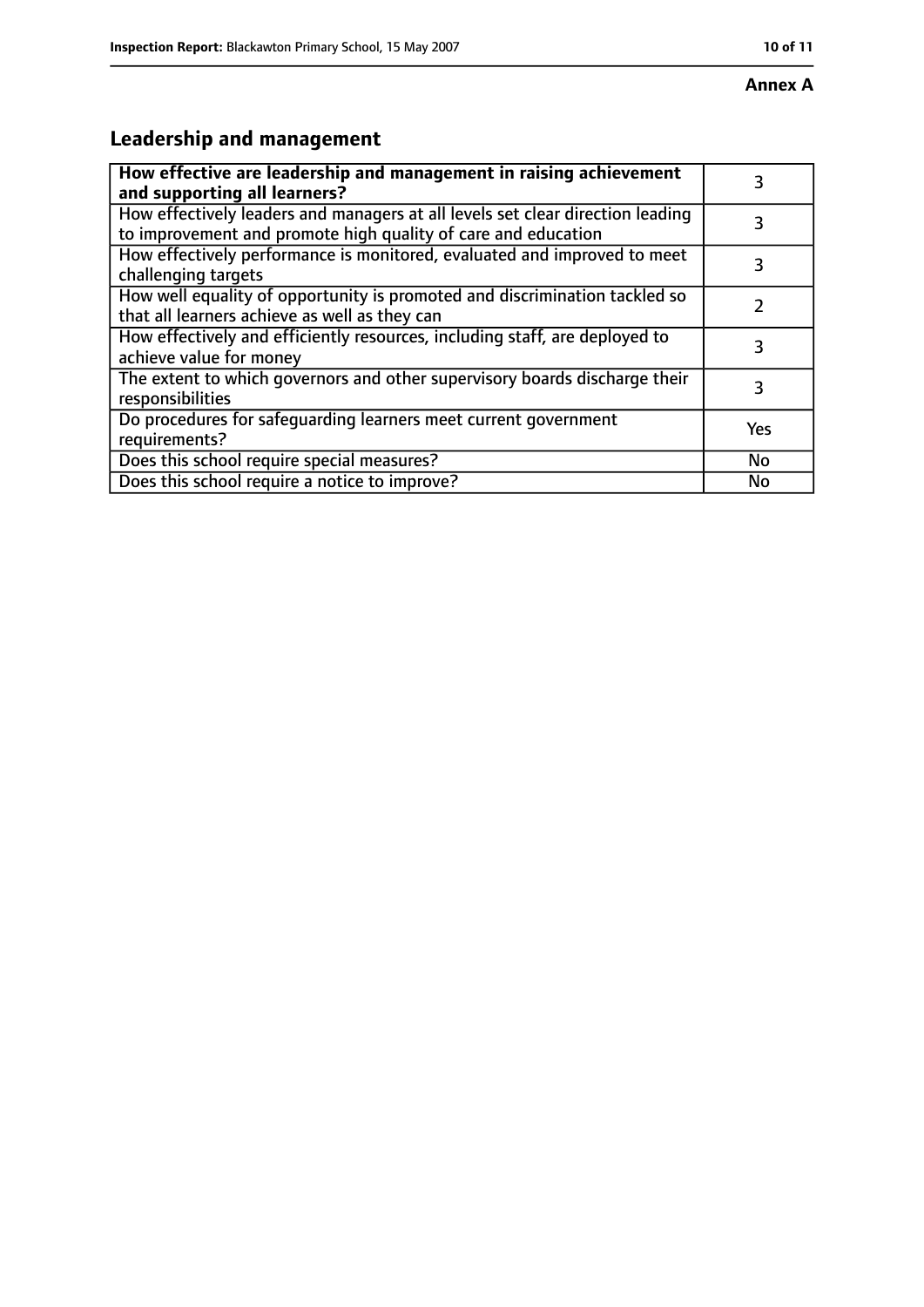**Annex A**

## Leadership and management

| **How effective are leadership and management in raising achievement and supporting all learners?** | 3 |
|---|---|
| How effectively leaders and managers at all levels set clear direction leading to improvement and promote high quality of care and education | 3 |
| How effectively performance is monitored, evaluated and improved to meet challenging targets | 3 |
| How well equality of opportunity is promoted and discrimination tackled so that all learners achieve as well as they can | 2 |
| How effectively and efficiently resources, including staff, are deployed to achieve value for money | 3 |
| The extent to which governors and other supervisory boards discharge their responsibilities | 3 |
| Do procedures for safeguarding learners meet current government requirements? | Yes |
| Does this school require special measures? | No |
| Does this school require a notice to improve? | No |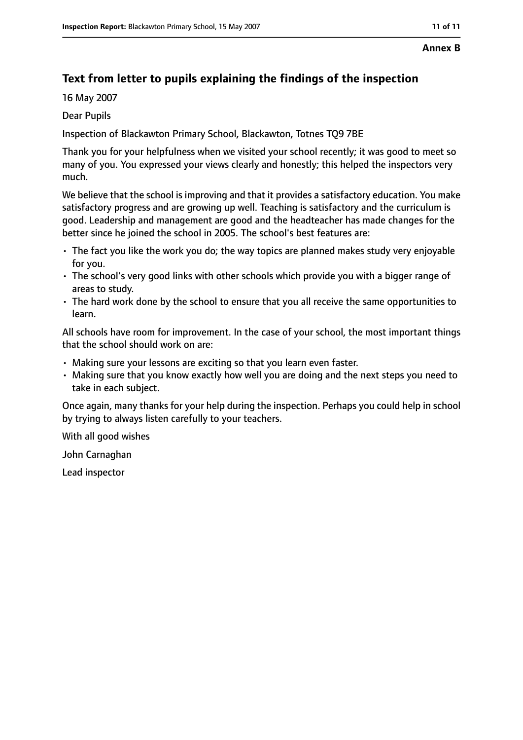**Annex B**

## Text from letter to pupils explaining the findings of the inspection

16 May 2007

Dear Pupils

Inspection of Blackawton Primary School, Blackawton, Totnes TQ9 7BE

Thank you for your helpfulness when we visited your school recently; it was good to meet so many of you. You expressed your views clearly and honestly; this helped the inspectors very much.

We believe that the school is improving and that it provides a satisfactory education. You make satisfactory progress and are growing up well. Teaching is satisfactory and the curriculum is good. Leadership and management are good and the headteacher has made changes for the better since he joined the school in 2005. The school's best features are:

- The fact you like the work you do; the way topics are planned makes study very enjoyable for you.
- The school's very good links with other schools which provide you with a bigger range of areas to study.
- The hard work done by the school to ensure that you all receive the same opportunities to learn.

All schools have room for improvement. In the case of your school, the most important things that the school should work on are:

- Making sure your lessons are exciting so that you learn even faster.
- Making sure that you know exactly how well you are doing and the next steps you need to take in each subject.

Once again, many thanks for your help during the inspection. Perhaps you could help in school by trying to always listen carefully to your teachers.

With all good wishes

John Carnaghan

Lead inspector